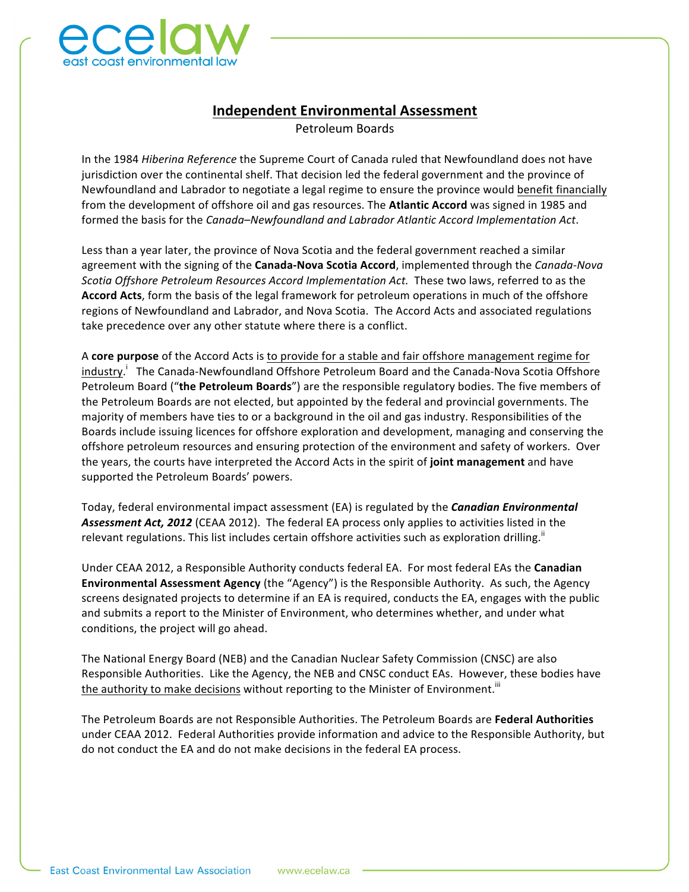# Independent Environmental Assessment

Petroleum Boards

In the 1984 *Hiberina Reference* the Supreme Court of Canada ruled that Newfoundland does not have jurisdiction over the continental shelf. That decision led the federal government and the province of Newfoundland and Labrador to negotiate a legal regime to ensure the province would benefit financially from the development of offshore oil and gas resources. The **Atlantic Accord** was signed in 1985 and formed the basis for the *Canada–Newfoundland and Labrador Atlantic Accord Implementation Act*.

Less than a year later, the province of Nova Scotia and the federal government reached a similar agreement with the signing of the **Canada-Nova Scotia Accord**, implemented through the *Canada-Nova Scotia Offshore Petroleum Resources Accord Implementation Act.* These two laws, referred to as the **Accord Acts**, form the basis of the legal framework for petroleum operations in much of the offshore regions of Newfoundland and Labrador, and Nova Scotia. The Accord Acts and associated regulations take precedence over any other statute where there is a conflict.

A **core purpose** of the Accord Acts is to provide for a stable and fair offshore management regime for industry.[i] The Canada-Newfoundland Offshore Petroleum Board and the Canada-Nova Scotia Offshore Petroleum Board ("**the Petroleum Boards**") are the responsible regulatory bodies. The five members of the Petroleum Boards are not elected, but appointed by the federal and provincial governments. The majority of members have ties to or a background in the oil and gas industry. Responsibilities of the Boards include issuing licences for offshore exploration and development, managing and conserving the offshore petroleum resources and ensuring protection of the environment and safety of workers. Over the years, the courts have interpreted the Accord Acts in the spirit of **joint management** and have supported the Petroleum Boards' powers.

Today, federal environmental impact assessment (EA) is regulated by the ***Canadian Environmental Assessment Act, 2012*** (CEAA 2012). The federal EA process only applies to activities listed in the relevant regulations. This list includes certain offshore activities such as exploration drilling.[ii]

Under CEAA 2012, a Responsible Authority conducts federal EA. For most federal EAs the **Canadian Environmental Assessment Agency** (the "Agency") is the Responsible Authority. As such, the Agency screens designated projects to determine if an EA is required, conducts the EA, engages with the public and submits a report to the Minister of Environment, who determines whether, and under what conditions, the project will go ahead.

The National Energy Board (NEB) and the Canadian Nuclear Safety Commission (CNSC) are also Responsible Authorities. Like the Agency, the NEB and CNSC conduct EAs. However, these bodies have the authority to make decisions without reporting to the Minister of Environment.[iii]

The Petroleum Boards are not Responsible Authorities. The Petroleum Boards are **Federal Authorities** under CEAA 2012. Federal Authorities provide information and advice to the Responsible Authority, but do not conduct the EA and do not make decisions in the federal EA process.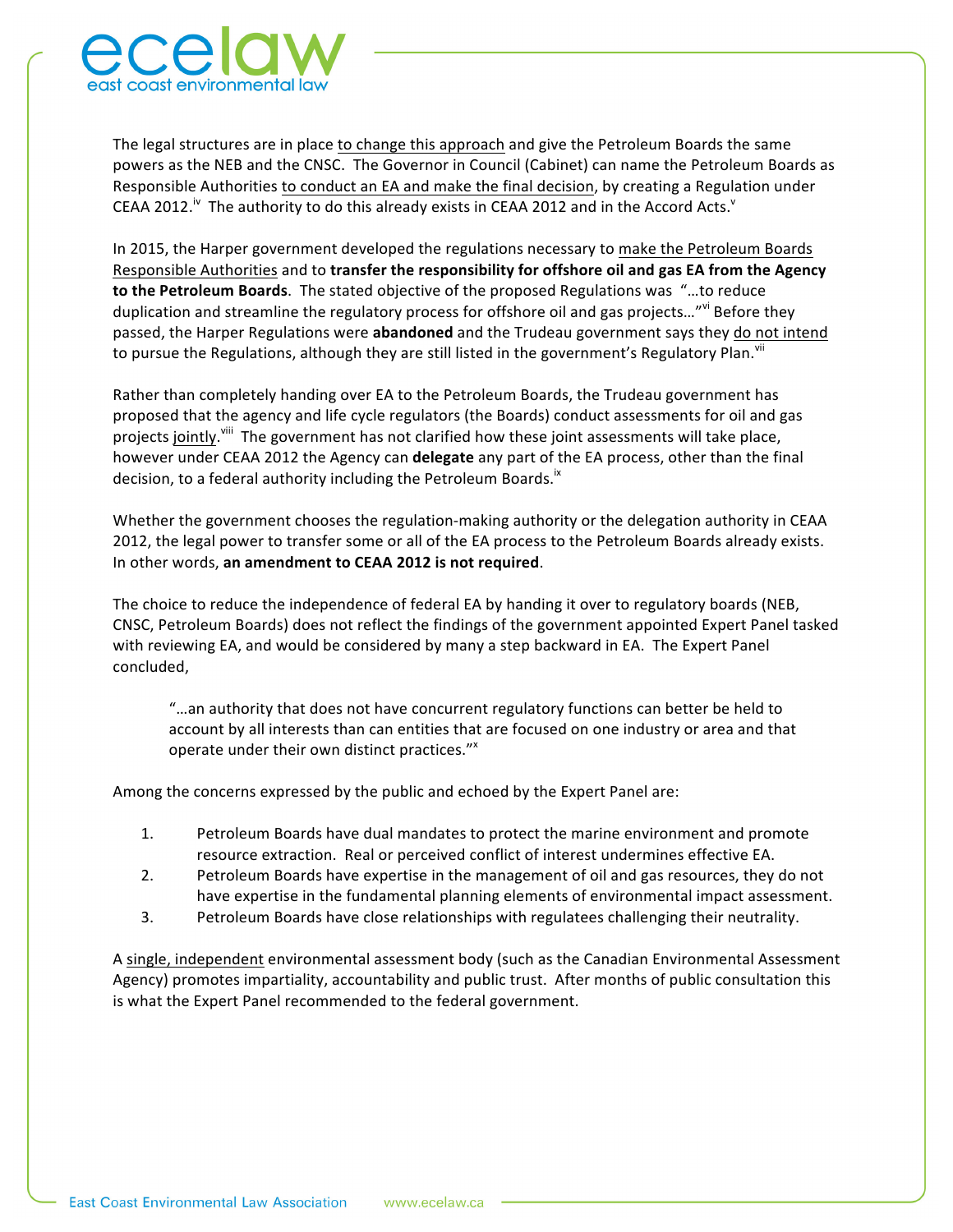The legal structures are in place to change this approach and give the Petroleum Boards the same powers as the NEB and the CNSC. The Governor in Council (Cabinet) can name the Petroleum Boards as Responsible Authorities to conduct an EA and make the final decision, by creating a Regulation under CEAA 2012.[iv] The authority to do this already exists in CEAA 2012 and in the Accord Acts.[v]

In 2015, the Harper government developed the regulations necessary to make the Petroleum Boards Responsible Authorities and to **transfer the responsibility for offshore oil and gas EA from the Agency to the Petroleum Boards**. The stated objective of the proposed Regulations was "…to reduce duplication and streamline the regulatory process for offshore oil and gas projects…"[vi] Before they passed, the Harper Regulations were **abandoned** and the Trudeau government says they do not intend to pursue the Regulations, although they are still listed in the government's Regulatory Plan.[vii]

Rather than completely handing over EA to the Petroleum Boards, the Trudeau government has proposed that the agency and life cycle regulators (the Boards) conduct assessments for oil and gas projects jointly.[viii] The government has not clarified how these joint assessments will take place, however under CEAA 2012 the Agency can **delegate** any part of the EA process, other than the final decision, to a federal authority including the Petroleum Boards.[ix]

Whether the government chooses the regulation-making authority or the delegation authority in CEAA 2012, the legal power to transfer some or all of the EA process to the Petroleum Boards already exists. In other words, **an amendment to CEAA 2012 is not required**.

The choice to reduce the independence of federal EA by handing it over to regulatory boards (NEB, CNSC, Petroleum Boards) does not reflect the findings of the government appointed Expert Panel tasked with reviewing EA, and would be considered by many a step backward in EA. The Expert Panel concluded,

> "…an authority that does not have concurrent regulatory functions can better be held to account by all interests than can entities that are focused on one industry or area and that operate under their own distinct practices."[x]

Among the concerns expressed by the public and echoed by the Expert Panel are:

1. Petroleum Boards have dual mandates to protect the marine environment and promote resource extraction. Real or perceived conflict of interest undermines effective EA.
2. Petroleum Boards have expertise in the management of oil and gas resources, they do not have expertise in the fundamental planning elements of environmental impact assessment.
3. Petroleum Boards have close relationships with regulatees challenging their neutrality.

A single, independent environmental assessment body (such as the Canadian Environmental Assessment Agency) promotes impartiality, accountability and public trust. After months of public consultation this is what the Expert Panel recommended to the federal government.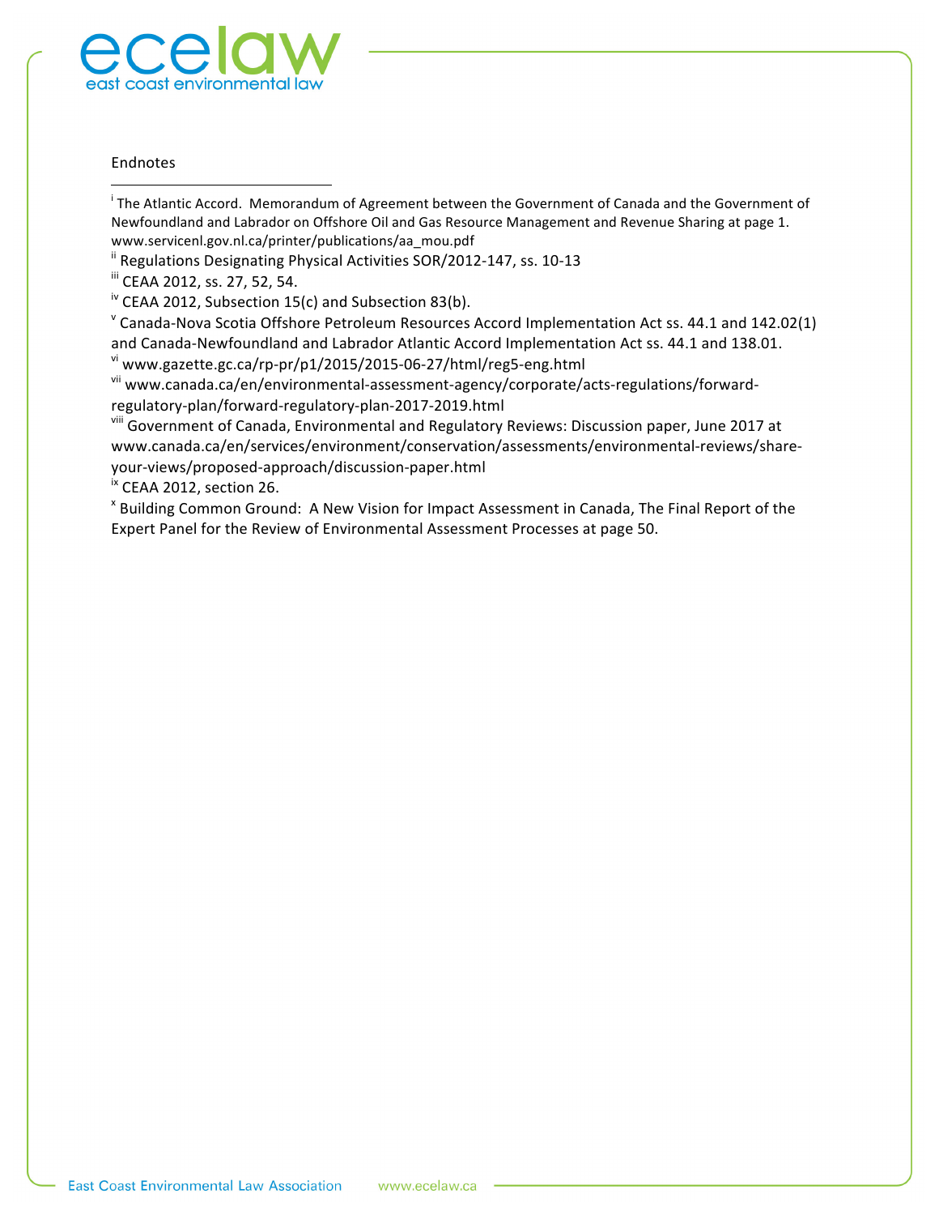Endnotes

[i] The Atlantic Accord. Memorandum of Agreement between the Government of Canada and the Government of Newfoundland and Labrador on Offshore Oil and Gas Resource Management and Revenue Sharing at page 1. www.servicenl.gov.nl.ca/printer/publications/aa_mou.pdf

[ii] Regulations Designating Physical Activities SOR/2012-147, ss. 10-13

[iii] CEAA 2012, ss. 27, 52, 54.

[iv] CEAA 2012, Subsection 15(c) and Subsection 83(b).

[v] Canada-Nova Scotia Offshore Petroleum Resources Accord Implementation Act ss. 44.1 and 142.02(1) and Canada-Newfoundland and Labrador Atlantic Accord Implementation Act ss. 44.1 and 138.01.

[vi] www.gazette.gc.ca/rp-pr/p1/2015/2015-06-27/html/reg5-eng.html

[vii] www.canada.ca/en/environmental-assessment-agency/corporate/acts-regulations/forward-regulatory-plan/forward-regulatory-plan-2017-2019.html

[viii] Government of Canada, Environmental and Regulatory Reviews: Discussion paper, June 2017 at www.canada.ca/en/services/environment/conservation/assessments/environmental-reviews/share-your-views/proposed-approach/discussion-paper.html

[ix] CEAA 2012, section 26.

[x] Building Common Ground: A New Vision for Impact Assessment in Canada, The Final Report of the Expert Panel for the Review of Environmental Assessment Processes at page 50.